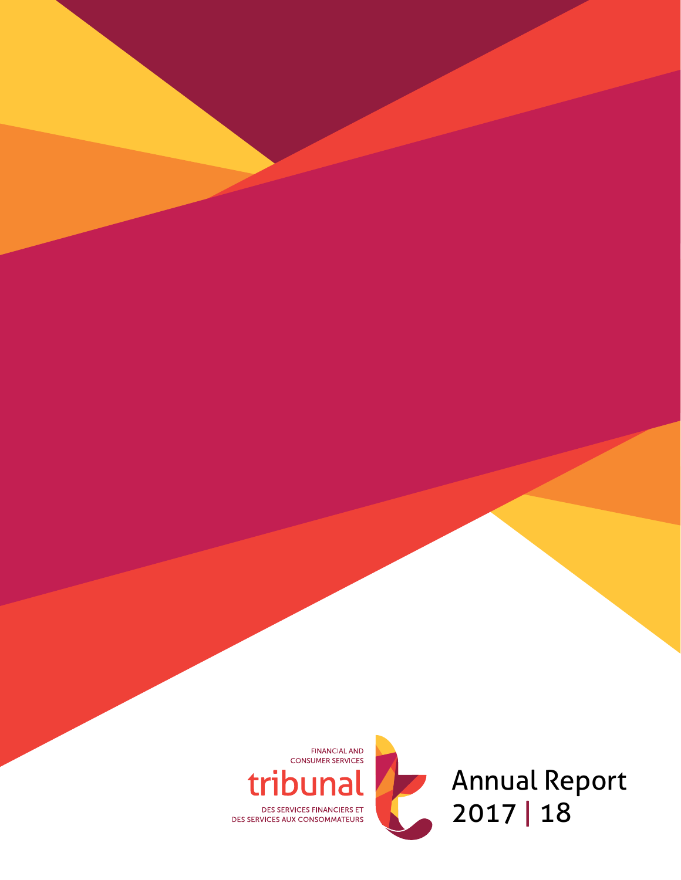FINANCIAL AND CONSUMER SERVICES

tribunal

DES SERVICES FINANCIERS ET DES SERVICES AUX CONSOMMATEURS

# Annual Report 2017 | 18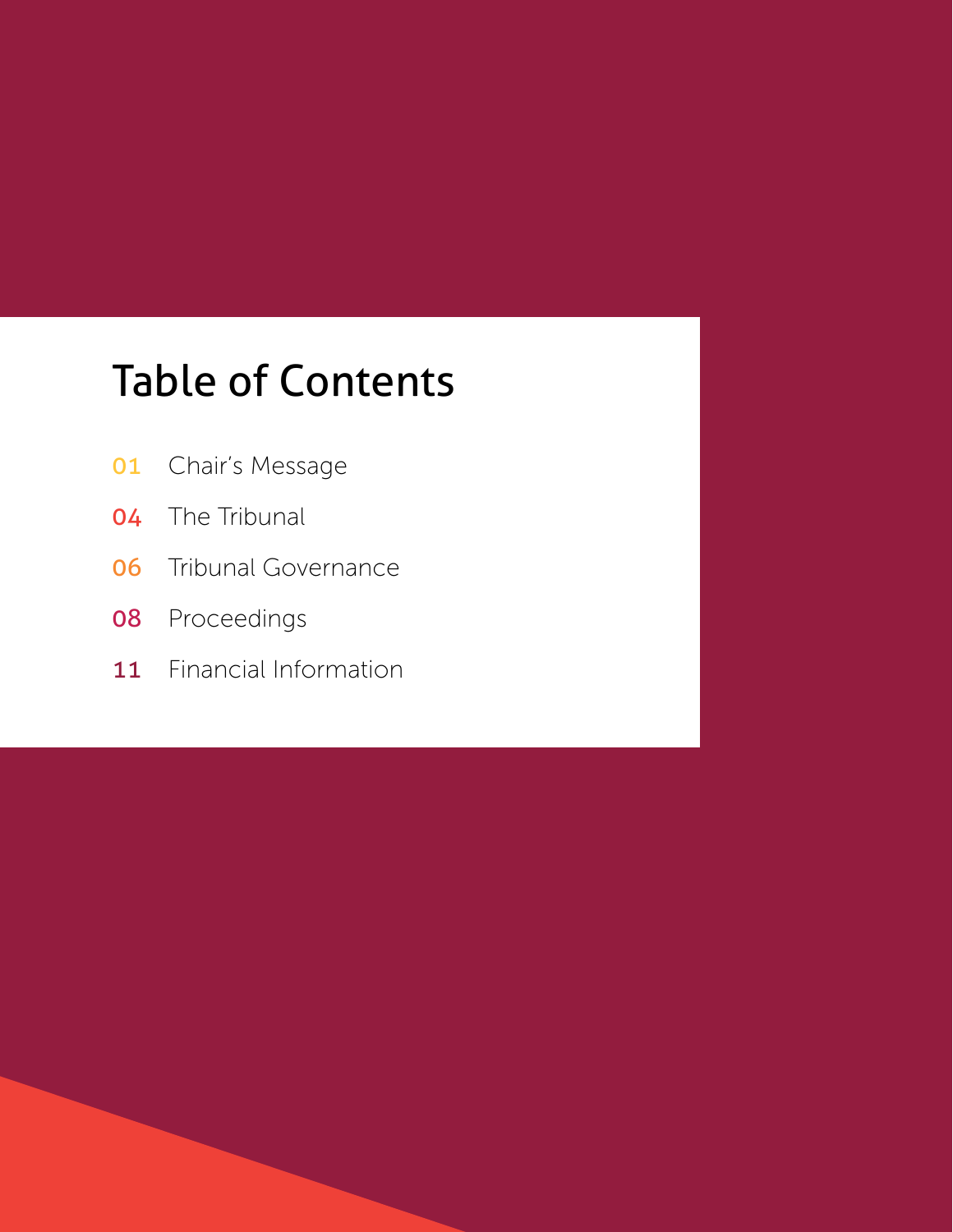# Table of Contents

01 Chair's Message

04 The Tribunal

06 Tribunal Governance

08 Proceedings

11 Financial Information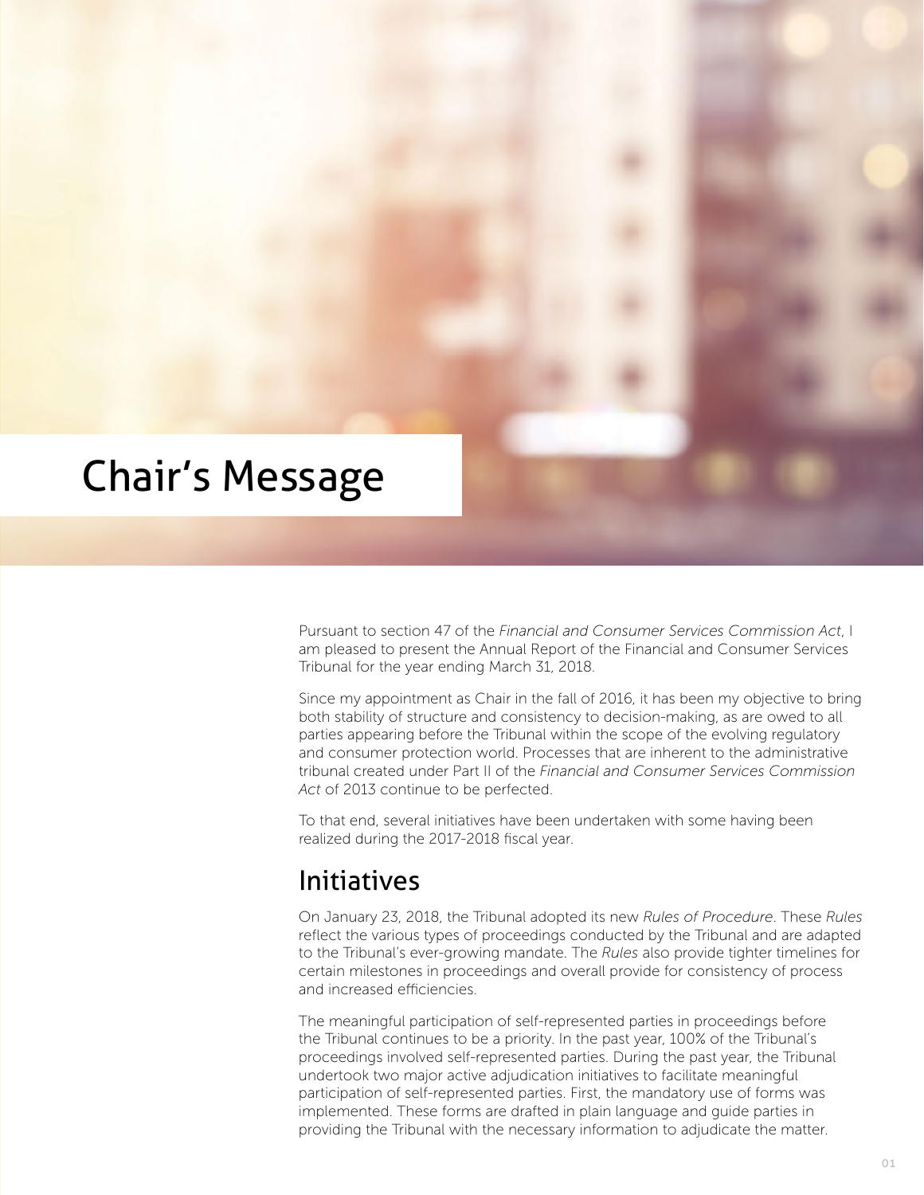# Chair's Message

Pursuant to section 47 of the *Financial and Consumer Services Commission Act*, I am pleased to present the Annual Report of the Financial and Consumer Services Tribunal for the year ending March 31, 2018.

Since my appointment as Chair in the fall of 2016, it has been my objective to bring both stability of structure and consistency to decision-making, as are owed to all parties appearing before the Tribunal within the scope of the evolving regulatory and consumer protection world. Processes that are inherent to the administrative tribunal created under Part II of the *Financial and Consumer Services Commission Act* of 2013 continue to be perfected.

To that end, several initiatives have been undertaken with some having been realized during the 2017-2018 fiscal year.

## Initiatives

On January 23, 2018, the Tribunal adopted its new *Rules of Procedure*. These *Rules* reflect the various types of proceedings conducted by the Tribunal and are adapted to the Tribunal's ever-growing mandate. The *Rules* also provide tighter timelines for certain milestones in proceedings and overall provide for consistency of process and increased efficiencies.

The meaningful participation of self-represented parties in proceedings before the Tribunal continues to be a priority. In the past year, 100% of the Tribunal's proceedings involved self-represented parties. During the past year, the Tribunal undertook two major active adjudication initiatives to facilitate meaningful participation of self-represented parties. First, the mandatory use of forms was implemented. These forms are drafted in plain language and guide parties in providing the Tribunal with the necessary information to adjudicate the matter.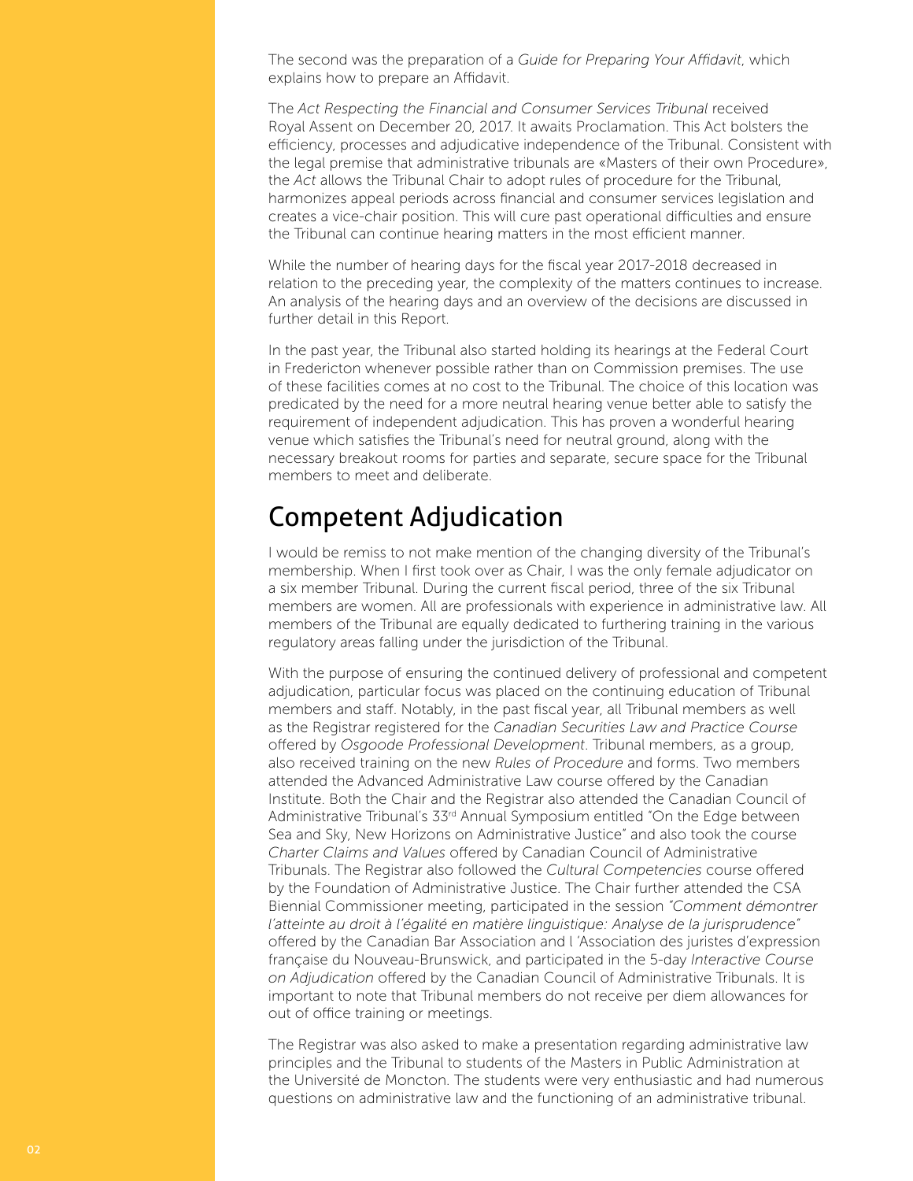The second was the preparation of a *Guide for Preparing Your Affidavit*, which explains how to prepare an Affidavit.

The *Act Respecting the Financial and Consumer Services Tribunal* received Royal Assent on December 20, 2017. It awaits Proclamation. This Act bolsters the efficiency, processes and adjudicative independence of the Tribunal. Consistent with the legal premise that administrative tribunals are «Masters of their own Procedure», the *Act* allows the Tribunal Chair to adopt rules of procedure for the Tribunal, harmonizes appeal periods across financial and consumer services legislation and creates a vice-chair position. This will cure past operational difficulties and ensure the Tribunal can continue hearing matters in the most efficient manner.

While the number of hearing days for the fiscal year 2017-2018 decreased in relation to the preceding year, the complexity of the matters continues to increase. An analysis of the hearing days and an overview of the decisions are discussed in further detail in this Report.

In the past year, the Tribunal also started holding its hearings at the Federal Court in Fredericton whenever possible rather than on Commission premises. The use of these facilities comes at no cost to the Tribunal. The choice of this location was predicated by the need for a more neutral hearing venue better able to satisfy the requirement of independent adjudication. This has proven a wonderful hearing venue which satisfies the Tribunal's need for neutral ground, along with the necessary breakout rooms for parties and separate, secure space for the Tribunal members to meet and deliberate.

## Competent Adjudication

I would be remiss to not make mention of the changing diversity of the Tribunal's membership. When I first took over as Chair, I was the only female adjudicator on a six member Tribunal. During the current fiscal period, three of the six Tribunal members are women. All are professionals with experience in administrative law. All members of the Tribunal are equally dedicated to furthering training in the various regulatory areas falling under the jurisdiction of the Tribunal.

With the purpose of ensuring the continued delivery of professional and competent adjudication, particular focus was placed on the continuing education of Tribunal members and staff. Notably, in the past fiscal year, all Tribunal members as well as the Registrar registered for the *Canadian Securities Law and Practice Course* offered by *Osgoode Professional Development*. Tribunal members, as a group, also received training on the new *Rules of Procedure* and forms. Two members attended the Advanced Administrative Law course offered by the Canadian Institute. Both the Chair and the Registrar also attended the Canadian Council of Administrative Tribunal's 33rd Annual Symposium entitled "On the Edge between Sea and Sky, New Horizons on Administrative Justice" and also took the course *Charter Claims and Values* offered by Canadian Council of Administrative Tribunals. The Registrar also followed the *Cultural Competencies* course offered by the Foundation of Administrative Justice. The Chair further attended the CSA Biennial Commissioner meeting, participated in the session *"Comment démontrer l'atteinte au droit à l'égalité en matière linguistique: Analyse de la jurisprudence"* offered by the Canadian Bar Association and l 'Association des juristes d'expression française du Nouveau-Brunswick, and participated in the 5-day *Interactive Course on Adjudication* offered by the Canadian Council of Administrative Tribunals. It is important to note that Tribunal members do not receive per diem allowances for out of office training or meetings.

The Registrar was also asked to make a presentation regarding administrative law principles and the Tribunal to students of the Masters in Public Administration at the Université de Moncton. The students were very enthusiastic and had numerous questions on administrative law and the functioning of an administrative tribunal.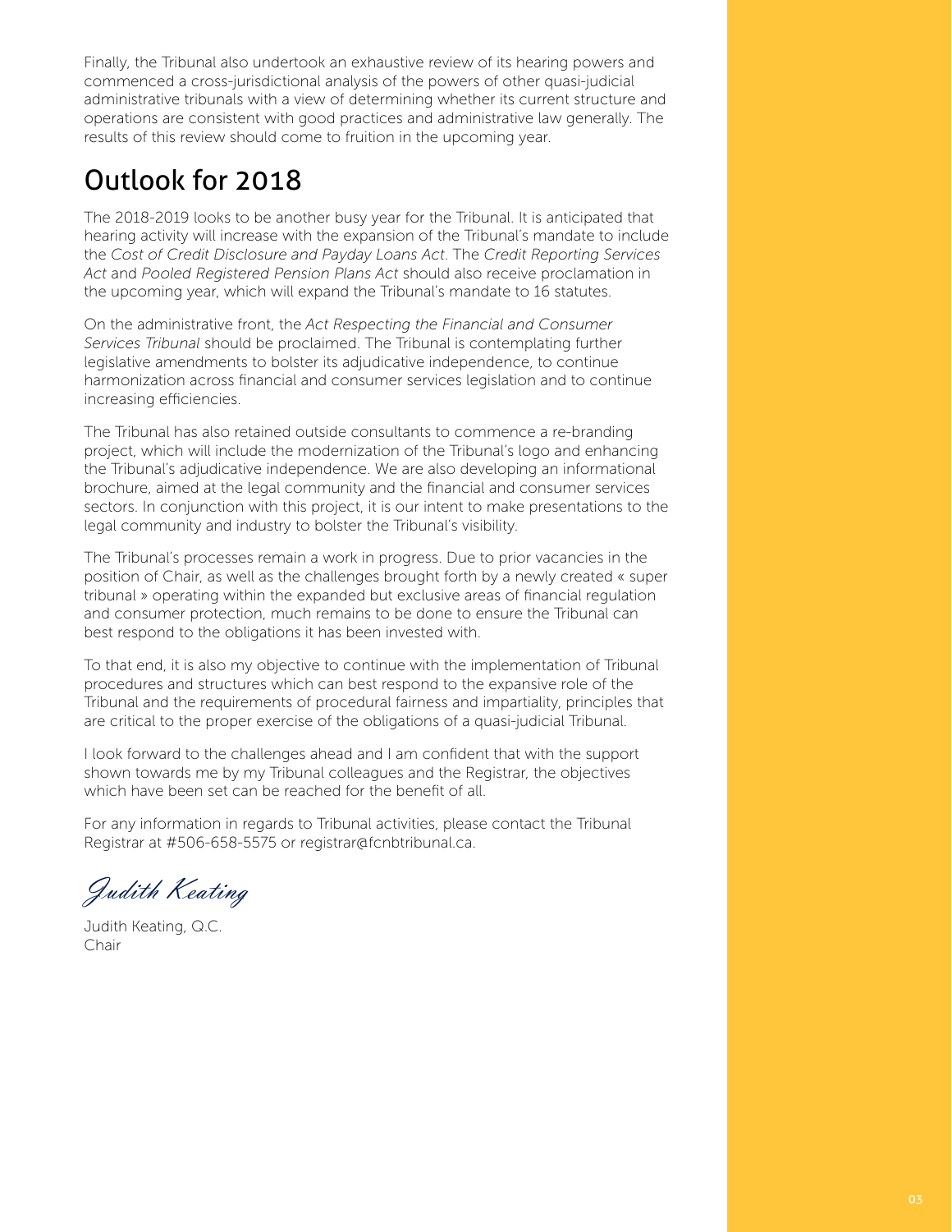Finally, the Tribunal also undertook an exhaustive review of its hearing powers and commenced a cross-jurisdictional analysis of the powers of other quasi-judicial administrative tribunals with a view of determining whether its current structure and operations are consistent with good practices and administrative law generally. The results of this review should come to fruition in the upcoming year.

## Outlook for 2018

The 2018-2019 looks to be another busy year for the Tribunal. It is anticipated that hearing activity will increase with the expansion of the Tribunal's mandate to include the *Cost of Credit Disclosure and Payday Loans Act*. The *Credit Reporting Services Act* and *Pooled Registered Pension Plans Act* should also receive proclamation in the upcoming year, which will expand the Tribunal's mandate to 16 statutes.

On the administrative front, the *Act Respecting the Financial and Consumer Services Tribunal* should be proclaimed. The Tribunal is contemplating further legislative amendments to bolster its adjudicative independence, to continue harmonization across financial and consumer services legislation and to continue increasing efficiencies.

The Tribunal has also retained outside consultants to commence a re-branding project, which will include the modernization of the Tribunal's logo and enhancing the Tribunal's adjudicative independence. We are also developing an informational brochure, aimed at the legal community and the financial and consumer services sectors. In conjunction with this project, it is our intent to make presentations to the legal community and industry to bolster the Tribunal's visibility.

The Tribunal's processes remain a work in progress. Due to prior vacancies in the position of Chair, as well as the challenges brought forth by a newly created « super tribunal » operating within the expanded but exclusive areas of financial regulation and consumer protection, much remains to be done to ensure the Tribunal can best respond to the obligations it has been invested with.

To that end, it is also my objective to continue with the implementation of Tribunal procedures and structures which can best respond to the expansive role of the Tribunal and the requirements of procedural fairness and impartiality, principles that are critical to the proper exercise of the obligations of a quasi-judicial Tribunal.

I look forward to the challenges ahead and I am confident that with the support shown towards me by my Tribunal colleagues and the Registrar, the objectives which have been set can be reached for the benefit of all.

For any information in regards to Tribunal activities, please contact the Tribunal Registrar at #506-658-5575 or registrar@fcnbtribunal.ca.

*Judith Keating*

Judith Keating, Q.C.
Chair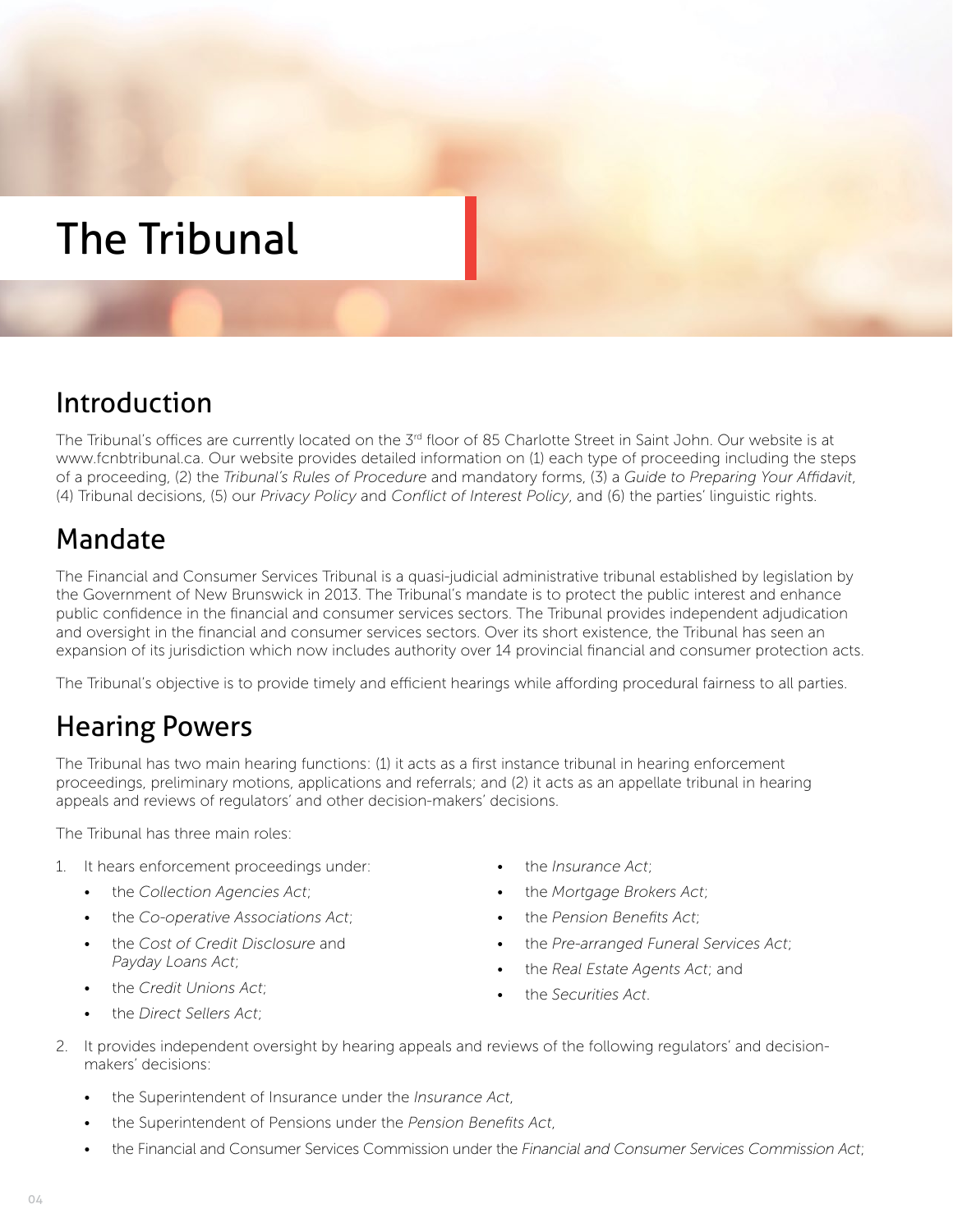# The Tribunal

## Introduction

The Tribunal's offices are currently located on the 3rd floor of 85 Charlotte Street in Saint John. Our website is at www.fcnbtribunal.ca. Our website provides detailed information on (1) each type of proceeding including the steps of a proceeding, (2) the *Tribunal's Rules of Procedure* and mandatory forms, (3) a *Guide to Preparing Your Affidavit*, (4) Tribunal decisions, (5) our *Privacy Policy* and *Conflict of Interest Policy*, and (6) the parties' linguistic rights.

## Mandate

The Financial and Consumer Services Tribunal is a quasi-judicial administrative tribunal established by legislation by the Government of New Brunswick in 2013. The Tribunal's mandate is to protect the public interest and enhance public confidence in the financial and consumer services sectors. The Tribunal provides independent adjudication and oversight in the financial and consumer services sectors. Over its short existence, the Tribunal has seen an expansion of its jurisdiction which now includes authority over 14 provincial financial and consumer protection acts.

The Tribunal's objective is to provide timely and efficient hearings while affording procedural fairness to all parties.

## Hearing Powers

The Tribunal has two main hearing functions: (1) it acts as a first instance tribunal in hearing enforcement proceedings, preliminary motions, applications and referrals; and (2) it acts as an appellate tribunal in hearing appeals and reviews of regulators' and other decision-makers' decisions.

The Tribunal has three main roles:

1. It hears enforcement proceedings under:
   - the *Collection Agencies Act*;
   - the *Co-operative Associations Act*;
   - the *Cost of Credit Disclosure* and *Payday Loans Act*;
   - the *Credit Unions Act*;
   - the *Direct Sellers Act*;
   - the *Insurance Act*;
   - the *Mortgage Brokers Act*;
   - the *Pension Benefits Act*;
   - the *Pre-arranged Funeral Services Act*;
   - the *Real Estate Agents Act*; and
   - the *Securities Act*.
2. It provides independent oversight by hearing appeals and reviews of the following regulators' and decision-makers' decisions:
   - the Superintendent of Insurance under the *Insurance Act*,
   - the Superintendent of Pensions under the *Pension Benefits Act*,
   - the Financial and Consumer Services Commission under the *Financial and Consumer Services Commission Act*;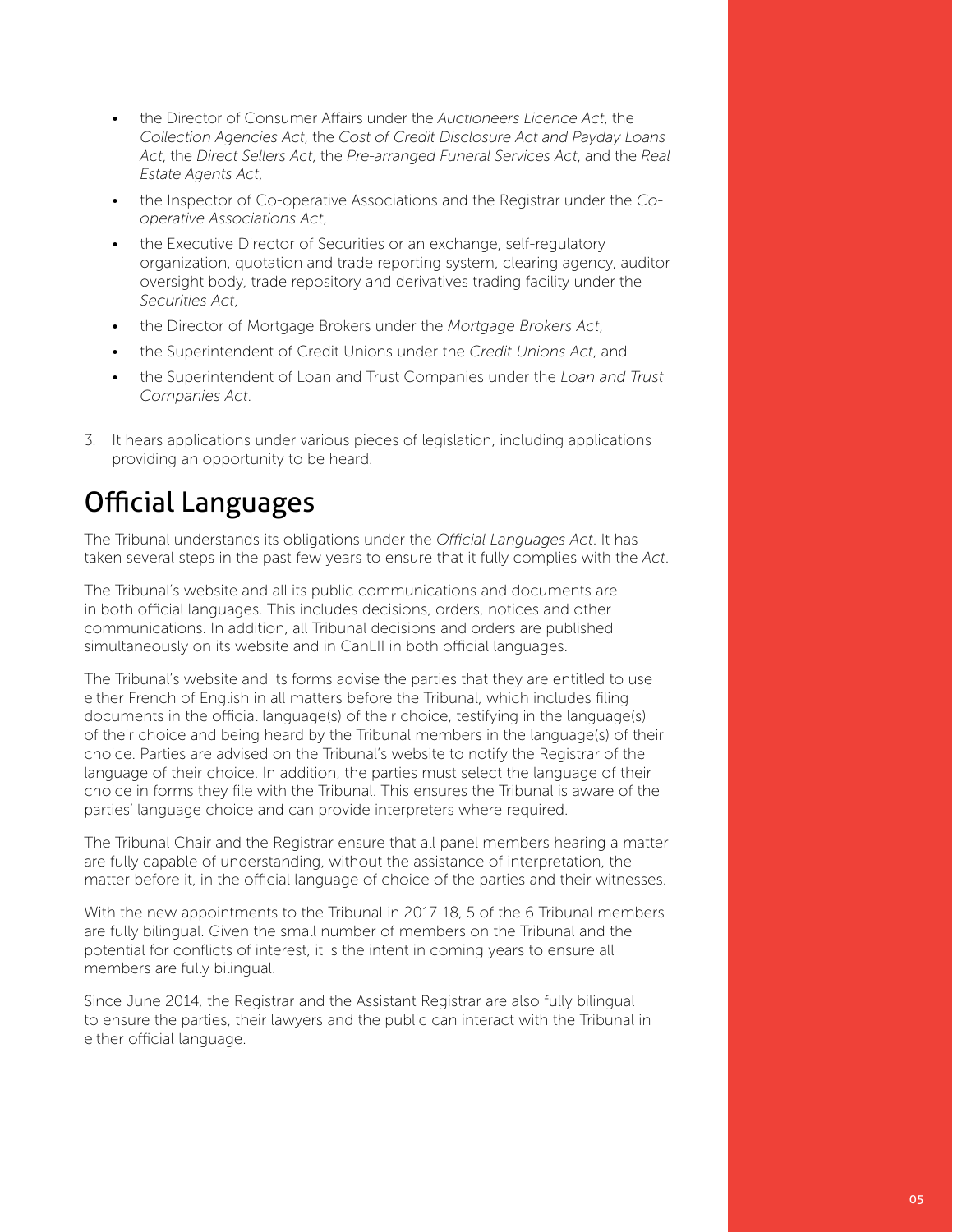- the Director of Consumer Affairs under the *Auctioneers Licence Act*, the *Collection Agencies Act*, the *Cost of Credit Disclosure Act and Payday Loans Act*, the *Direct Sellers Act*, the *Pre-arranged Funeral Services Act*, and the *Real Estate Agents Act*,
- the Inspector of Co-operative Associations and the Registrar under the *Co-operative Associations Act*,
- the Executive Director of Securities or an exchange, self-regulatory organization, quotation and trade reporting system, clearing agency, auditor oversight body, trade repository and derivatives trading facility under the *Securities Act*,
- the Director of Mortgage Brokers under the *Mortgage Brokers Act*,
- the Superintendent of Credit Unions under the *Credit Unions Act*, and
- the Superintendent of Loan and Trust Companies under the *Loan and Trust Companies Act*.

3. It hears applications under various pieces of legislation, including applications providing an opportunity to be heard.

## Official Languages

The Tribunal understands its obligations under the *Official Languages Act*. It has taken several steps in the past few years to ensure that it fully complies with the *Act*.

The Tribunal's website and all its public communications and documents are in both official languages. This includes decisions, orders, notices and other communications. In addition, all Tribunal decisions and orders are published simultaneously on its website and in CanLII in both official languages.

The Tribunal's website and its forms advise the parties that they are entitled to use either French of English in all matters before the Tribunal, which includes filing documents in the official language(s) of their choice, testifying in the language(s) of their choice and being heard by the Tribunal members in the language(s) of their choice. Parties are advised on the Tribunal's website to notify the Registrar of the language of their choice. In addition, the parties must select the language of their choice in forms they file with the Tribunal. This ensures the Tribunal is aware of the parties' language choice and can provide interpreters where required.

The Tribunal Chair and the Registrar ensure that all panel members hearing a matter are fully capable of understanding, without the assistance of interpretation, the matter before it, in the official language of choice of the parties and their witnesses.

With the new appointments to the Tribunal in 2017-18, 5 of the 6 Tribunal members are fully bilingual. Given the small number of members on the Tribunal and the potential for conflicts of interest, it is the intent in coming years to ensure all members are fully bilingual.

Since June 2014, the Registrar and the Assistant Registrar are also fully bilingual to ensure the parties, their lawyers and the public can interact with the Tribunal in either official language.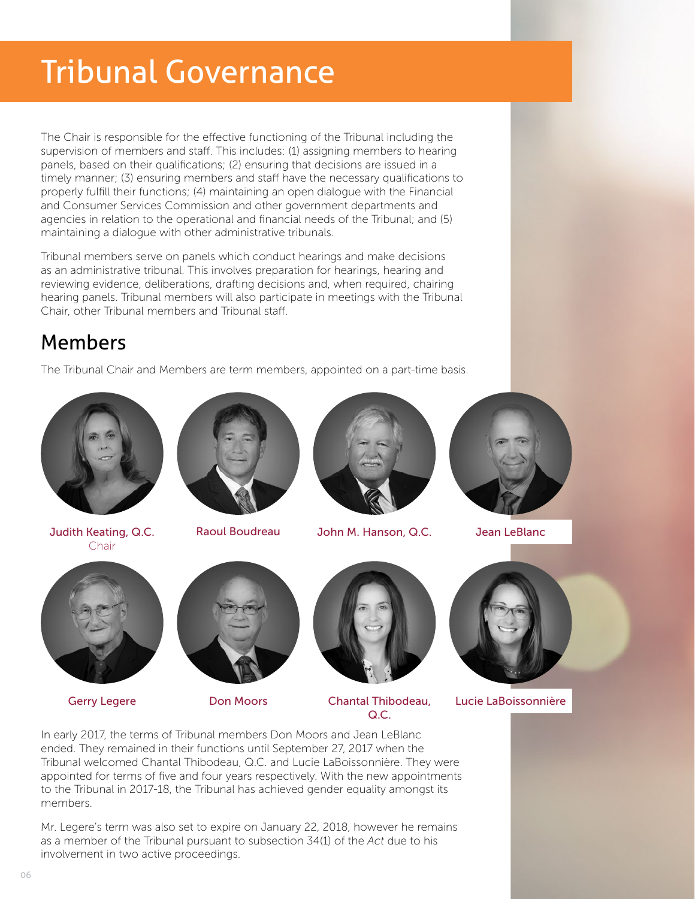# Tribunal Governance

The Chair is responsible for the effective functioning of the Tribunal including the supervision of members and staff. This includes: (1) assigning members to hearing panels, based on their qualifications; (2) ensuring that decisions are issued in a timely manner; (3) ensuring members and staff have the necessary qualifications to properly fulfill their functions; (4) maintaining an open dialogue with the Financial and Consumer Services Commission and other government departments and agencies in relation to the operational and financial needs of the Tribunal; and (5) maintaining a dialogue with other administrative tribunals.

Tribunal members serve on panels which conduct hearings and make decisions as an administrative tribunal. This involves preparation for hearings, hearing and reviewing evidence, deliberations, drafting decisions and, when required, chairing hearing panels. Tribunal members will also participate in meetings with the Tribunal Chair, other Tribunal members and Tribunal staff.

## Members

The Tribunal Chair and Members are term members, appointed on a part-time basis.

Judith Keating, Q.C.
Chair

Raoul Boudreau

John M. Hanson, Q.C.

Jean LeBlanc

Gerry Legere

Don Moors

Chantal Thibodeau, Q.C.

Lucie LaBoissonnière

In early 2017, the terms of Tribunal members Don Moors and Jean LeBlanc ended. They remained in their functions until September 27, 2017 when the Tribunal welcomed Chantal Thibodeau, Q.C. and Lucie LaBoissonnière. They were appointed for terms of five and four years respectively. With the new appointments to the Tribunal in 2017-18, the Tribunal has achieved gender equality amongst its members.

Mr. Legere's term was also set to expire on January 22, 2018, however he remains as a member of the Tribunal pursuant to subsection 34(1) of the *Act* due to his involvement in two active proceedings.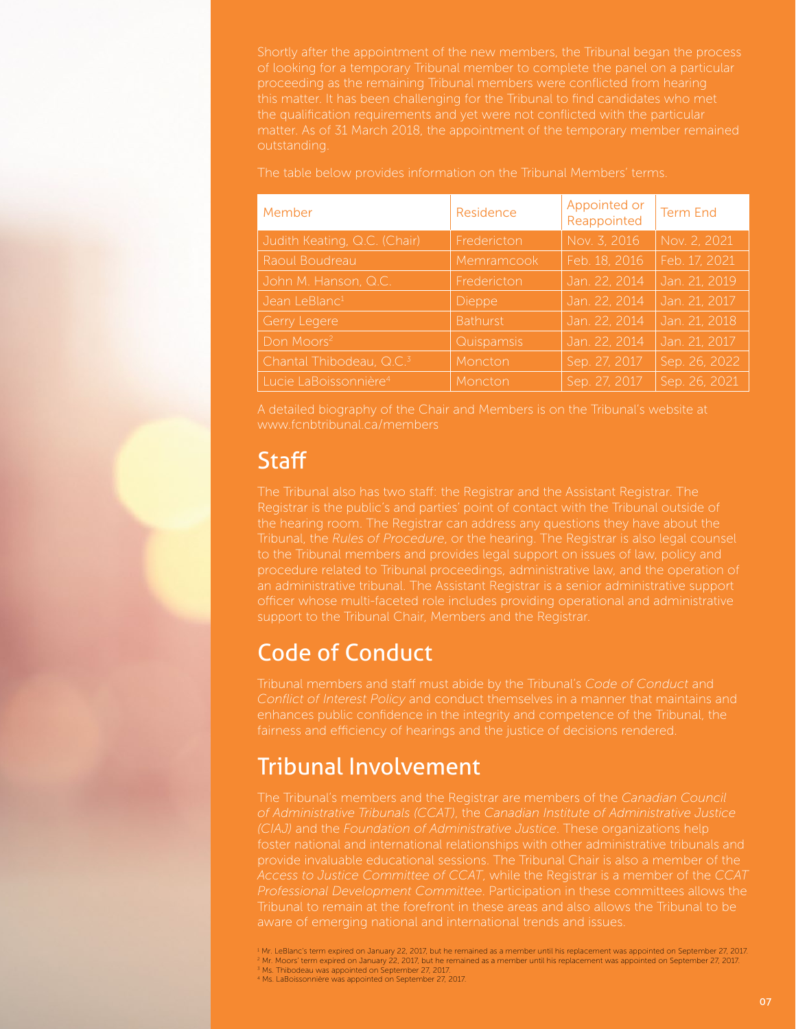Shortly after the appointment of the new members, the Tribunal began the process of looking for a temporary Tribunal member to complete the panel on a particular proceeding as the remaining Tribunal members were conflicted from hearing this matter. It has been challenging for the Tribunal to find candidates who met the qualification requirements and yet were not conflicted with the particular matter. As of 31 March 2018, the appointment of the temporary member remained outstanding.

The table below provides information on the Tribunal Members' terms.

| Member | Residence | Appointed or Reappointed | Term End |
|---|---|---|---|
| Judith Keating, Q.C. (Chair) | Fredericton | Nov. 3, 2016 | Nov. 2, 2021 |
| Raoul Boudreau | Memramcook | Feb. 18, 2016 | Feb. 17, 2021 |
| John M. Hanson, Q.C. | Fredericton | Jan. 22, 2014 | Jan. 21, 2019 |
| Jean LeBlanc[1] | Dieppe | Jan. 22, 2014 | Jan. 21, 2017 |
| Gerry Legere | Bathurst | Jan. 22, 2014 | Jan. 21, 2018 |
| Don Moors[2] | Quispamsis | Jan. 22, 2014 | Jan. 21, 2017 |
| Chantal Thibodeau, Q.C.[3] | Moncton | Sep. 27, 2017 | Sep. 26, 2022 |
| Lucie LaBoissonnière[4] | Moncton | Sep. 27, 2017 | Sep. 26, 2021 |

A detailed biography of the Chair and Members is on the Tribunal's website at www.fcnbtribunal.ca/members

## Staff

The Tribunal also has two staff: the Registrar and the Assistant Registrar. The Registrar is the public's and parties' point of contact with the Tribunal outside of the hearing room. The Registrar can address any questions they have about the Tribunal, the *Rules of Procedure*, or the hearing. The Registrar is also legal counsel to the Tribunal members and provides legal support on issues of law, policy and procedure related to Tribunal proceedings, administrative law, and the operation of an administrative tribunal. The Assistant Registrar is a senior administrative support officer whose multi-faceted role includes providing operational and administrative support to the Tribunal Chair, Members and the Registrar.

## Code of Conduct

Tribunal members and staff must abide by the Tribunal's *Code of Conduct* and *Conflict of Interest Policy* and conduct themselves in a manner that maintains and enhances public confidence in the integrity and competence of the Tribunal, the fairness and efficiency of hearings and the justice of decisions rendered.

## Tribunal Involvement

The Tribunal's members and the Registrar are members of the *Canadian Council of Administrative Tribunals (CCAT)*, the *Canadian Institute of Administrative Justice (CIAJ)* and the *Foundation of Administrative Justice*. These organizations help foster national and international relationships with other administrative tribunals and provide invaluable educational sessions. The Tribunal Chair is also a member of the *Access to Justice Committee of CCAT*, while the Registrar is a member of the *CCAT Professional Development Committee*. Participation in these committees allows the Tribunal to remain at the forefront in these areas and also allows the Tribunal to be aware of emerging national and international trends and issues.

[1] Mr. LeBlanc's term expired on January 22, 2017, but he remained as a member until his replacement was appointed on September 27, 2017.
[2] Mr. Moors' term expired on January 22, 2017, but he remained as a member until his replacement was appointed on September 27, 2017.
[3] Ms. Thibodeau was appointed on September 27, 2017.
[4] Ms. LaBoissonnière was appointed on September 27, 2017.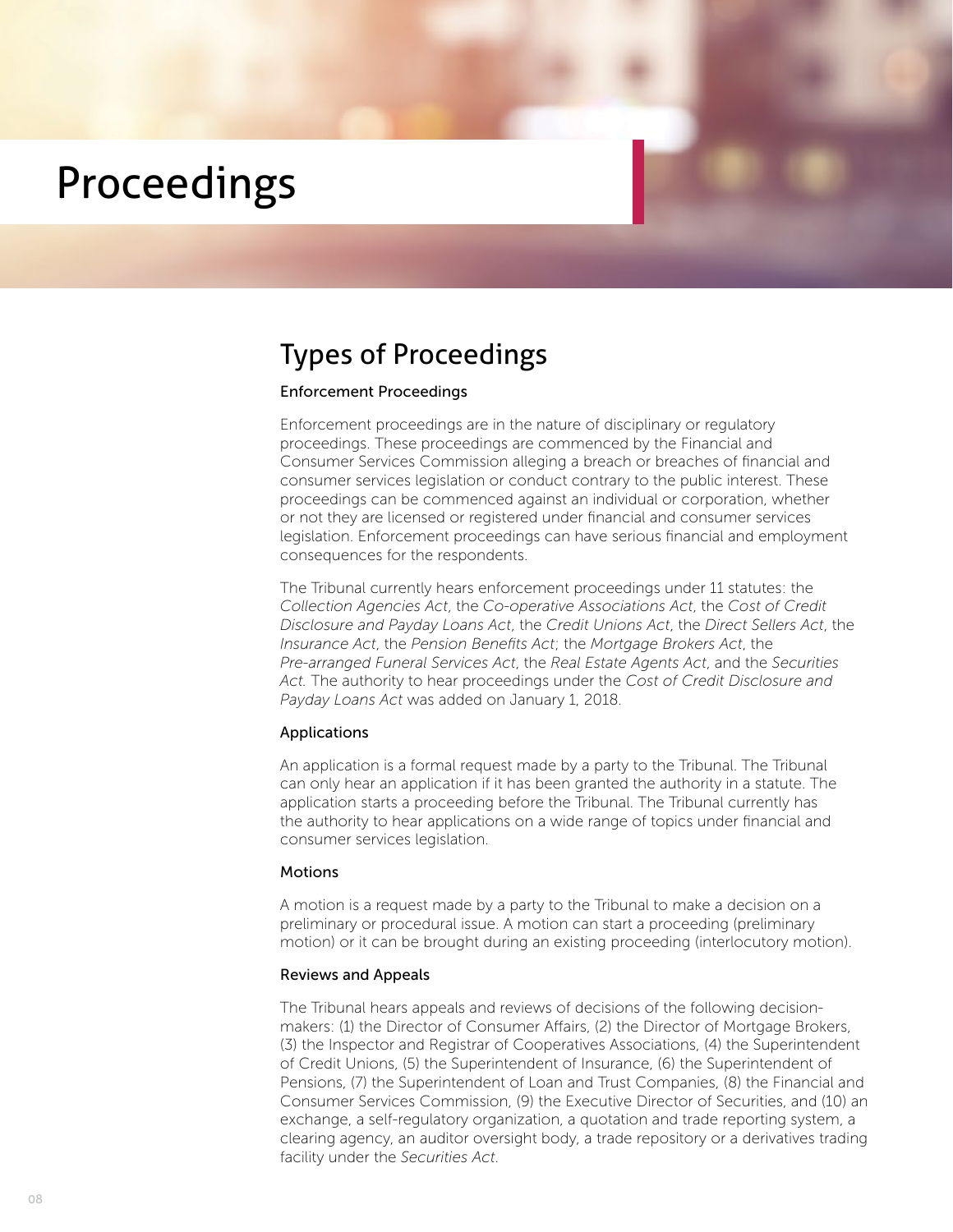# Proceedings

## Types of Proceedings

### Enforcement Proceedings

Enforcement proceedings are in the nature of disciplinary or regulatory proceedings. These proceedings are commenced by the Financial and Consumer Services Commission alleging a breach or breaches of financial and consumer services legislation or conduct contrary to the public interest. These proceedings can be commenced against an individual or corporation, whether or not they are licensed or registered under financial and consumer services legislation. Enforcement proceedings can have serious financial and employment consequences for the respondents.

The Tribunal currently hears enforcement proceedings under 11 statutes: the *Collection Agencies Act*, the *Co-operative Associations Act*, the *Cost of Credit Disclosure and Payday Loans Act*, the *Credit Unions Act*, the *Direct Sellers Act*, the *Insurance Act*, the *Pension Benefits Act*; the *Mortgage Brokers Act*, the *Pre-arranged Funeral Services Act*, the *Real Estate Agents Act*, and the *Securities Act*. The authority to hear proceedings under the *Cost of Credit Disclosure and Payday Loans Act* was added on January 1, 2018.

### Applications

An application is a formal request made by a party to the Tribunal. The Tribunal can only hear an application if it has been granted the authority in a statute. The application starts a proceeding before the Tribunal. The Tribunal currently has the authority to hear applications on a wide range of topics under financial and consumer services legislation.

### Motions

A motion is a request made by a party to the Tribunal to make a decision on a preliminary or procedural issue. A motion can start a proceeding (preliminary motion) or it can be brought during an existing proceeding (interlocutory motion).

### Reviews and Appeals

The Tribunal hears appeals and reviews of decisions of the following decision-makers: (1) the Director of Consumer Affairs, (2) the Director of Mortgage Brokers, (3) the Inspector and Registrar of Cooperatives Associations, (4) the Superintendent of Credit Unions, (5) the Superintendent of Insurance, (6) the Superintendent of Pensions, (7) the Superintendent of Loan and Trust Companies, (8) the Financial and Consumer Services Commission, (9) the Executive Director of Securities, and (10) an exchange, a self-regulatory organization, a quotation and trade reporting system, a clearing agency, an auditor oversight body, a trade repository or a derivatives trading facility under the *Securities Act*.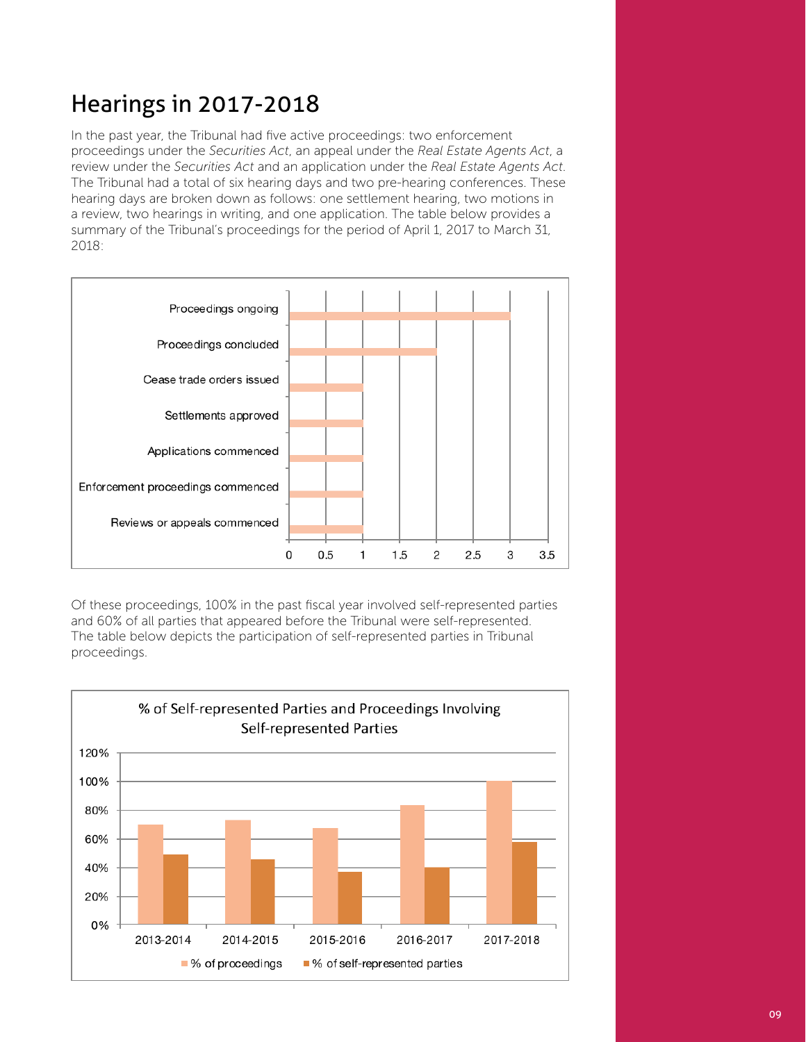# Hearings in 2017-2018

In the past year, the Tribunal had five active proceedings: two enforcement proceedings under the *Securities Act*, an appeal under the *Real Estate Agents Act*, a review under the *Securities Act* and an application under the *Real Estate Agents Act*. The Tribunal had a total of six hearing days and two pre-hearing conferences. These hearing days are broken down as follows: one settlement hearing, two motions in a review, two hearings in writing, and one application. The table below provides a summary of the Tribunal's proceedings for the period of April 1, 2017 to March 31, 2018:

| Category | Number |
|---|---|
| Proceedings ongoing | 3 |
| Proceedings concluded | 2 |
| Cease trade orders issued | 1 |
| Settlements approved | 1 |
| Applications commenced | 1 |
| Enforcement proceedings commenced | 1 |
| Reviews or appeals commenced | 1 |

Of these proceedings, 100% in the past fiscal year involved self-represented parties and 60% of all parties that appeared before the Tribunal were self-represented. The table below depicts the participation of self-represented parties in Tribunal proceedings.

**% of Self-represented Parties and Proceedings Involving Self-represented Parties**

| Year | % of proceedings | % of self-represented parties |
|---|---|---|
| 2013-2014 | ~70% | ~49% |
| 2014-2015 | ~73% | ~46% |
| 2015-2016 | ~68% | ~37% |
| 2016-2017 | ~84% | ~40% |
| 2017-2018 | 100% | ~58% |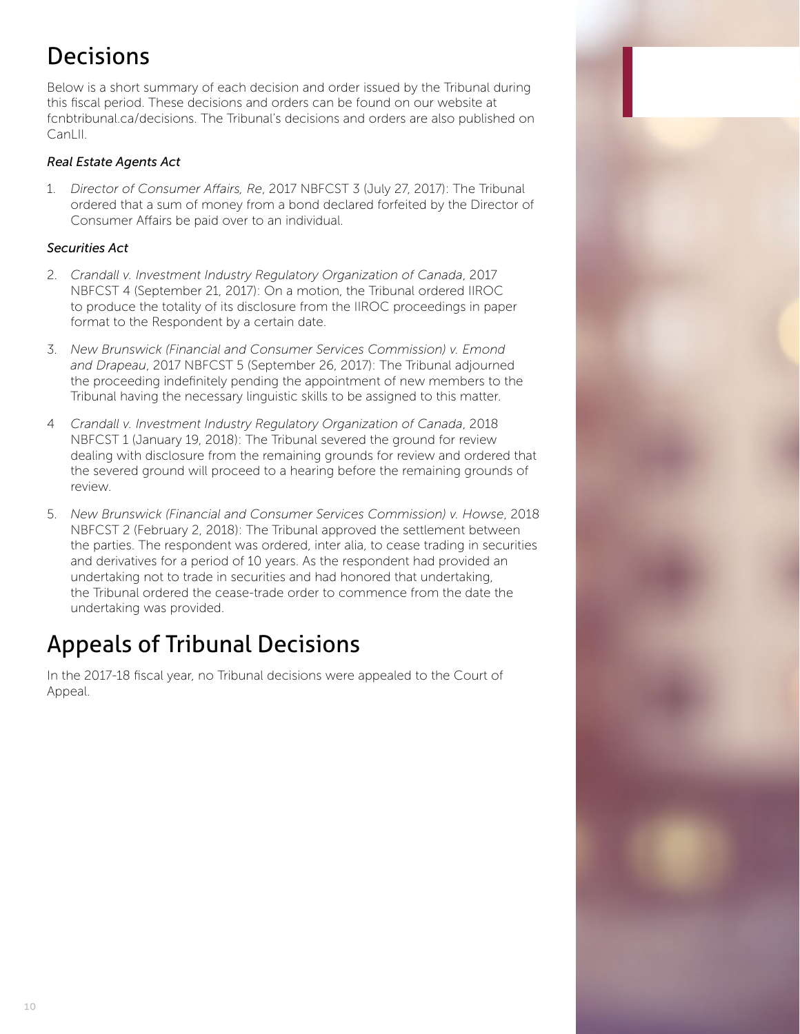# Decisions

Below is a short summary of each decision and order issued by the Tribunal during this fiscal period. These decisions and orders can be found on our website at fcnbtribunal.ca/decisions. The Tribunal's decisions and orders are also published on CanLII.

*Real Estate Agents Act*

1. *Director of Consumer Affairs, Re*, 2017 NBFCST 3 (July 27, 2017): The Tribunal ordered that a sum of money from a bond declared forfeited by the Director of Consumer Affairs be paid over to an individual.

*Securities Act*

2. *Crandall v. Investment Industry Regulatory Organization of Canada*, 2017 NBFCST 4 (September 21, 2017): On a motion, the Tribunal ordered IIROC to produce the totality of its disclosure from the IIROC proceedings in paper format to the Respondent by a certain date.
3. *New Brunswick (Financial and Consumer Services Commission) v. Emond and Drapeau*, 2017 NBFCST 5 (September 26, 2017): The Tribunal adjourned the proceeding indefinitely pending the appointment of new members to the Tribunal having the necessary linguistic skills to be assigned to this matter.
4. *Crandall v. Investment Industry Regulatory Organization of Canada*, 2018 NBFCST 1 (January 19, 2018): The Tribunal severed the ground for review dealing with disclosure from the remaining grounds for review and ordered that the severed ground will proceed to a hearing before the remaining grounds of review.
5. *New Brunswick (Financial and Consumer Services Commission) v. Howse*, 2018 NBFCST 2 (February 2, 2018): The Tribunal approved the settlement between the parties. The respondent was ordered, inter alia, to cease trading in securities and derivatives for a period of 10 years. As the respondent had provided an undertaking not to trade in securities and had honored that undertaking, the Tribunal ordered the cease-trade order to commence from the date the undertaking was provided.

# Appeals of Tribunal Decisions

In the 2017-18 fiscal year, no Tribunal decisions were appealed to the Court of Appeal.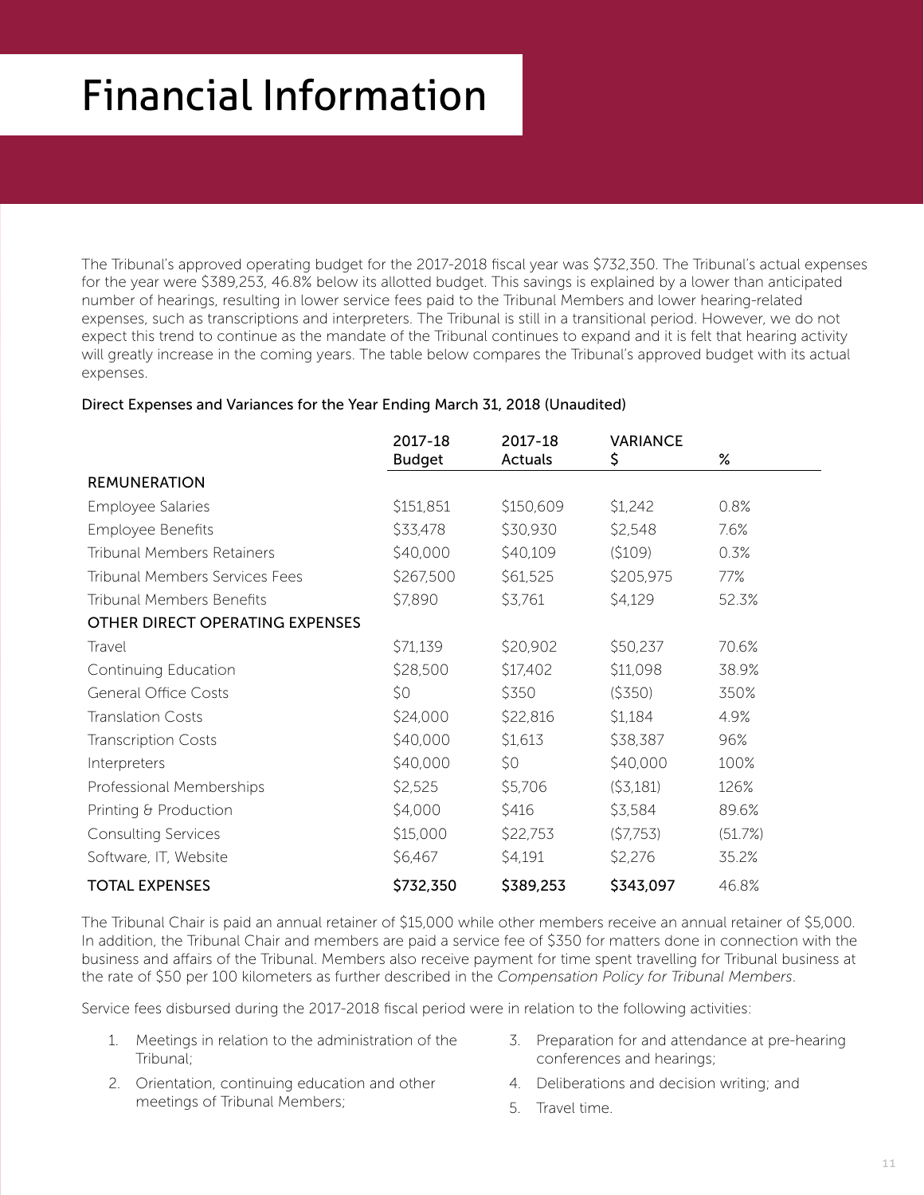# Financial Information

The Tribunal's approved operating budget for the 2017-2018 fiscal year was $732,350. The Tribunal's actual expenses for the year were $389,253, 46.8% below its allotted budget. This savings is explained by a lower than anticipated number of hearings, resulting in lower service fees paid to the Tribunal Members and lower hearing-related expenses, such as transcriptions and interpreters. The Tribunal is still in a transitional period. However, we do not expect this trend to continue as the mandate of the Tribunal continues to expand and it is felt that hearing activity will greatly increase in the coming years. The table below compares the Tribunal's approved budget with its actual expenses.

Direct Expenses and Variances for the Year Ending March 31, 2018 (Unaudited)

| | 2017-18 Budget | 2017-18 Actuals | VARIANCE $ | % |
|---|---|---|---|---|
| REMUNERATION | | | | |
| Employee Salaries | $151,851 | $150,609 | $1,242 | 0.8% |
| Employee Benefits | $33,478 | $30,930 | $2,548 | 7.6% |
| Tribunal Members Retainers | $40,000 | $40,109 | ($109) | 0.3% |
| Tribunal Members Services Fees | $267,500 | $61,525 | $205,975 | 77% |
| Tribunal Members Benefits | $7,890 | $3,761 | $4,129 | 52.3% |
| OTHER DIRECT OPERATING EXPENSES | | | | |
| Travel | $71,139 | $20,902 | $50,237 | 70.6% |
| Continuing Education | $28,500 | $17,402 | $11,098 | 38.9% |
| General Office Costs | $0 | $350 | ($350) | 350% |
| Translation Costs | $24,000 | $22,816 | $1,184 | 4.9% |
| Transcription Costs | $40,000 | $1,613 | $38,387 | 96% |
| Interpreters | $40,000 | $0 | $40,000 | 100% |
| Professional Memberships | $2,525 | $5,706 | ($3,181) | 126% |
| Printing & Production | $4,000 | $416 | $3,584 | 89.6% |
| Consulting Services | $15,000 | $22,753 | ($7,753) | (51.7%) |
| Software, IT, Website | $6,467 | $4,191 | $2,276 | 35.2% |
| TOTAL EXPENSES | $732,350 | $389,253 | $343,097 | 46.8% |

The Tribunal Chair is paid an annual retainer of $15,000 while other members receive an annual retainer of $5,000. In addition, the Tribunal Chair and members are paid a service fee of $350 for matters done in connection with the business and affairs of the Tribunal. Members also receive payment for time spent travelling for Tribunal business at the rate of $50 per 100 kilometers as further described in the *Compensation Policy for Tribunal Members*.

Service fees disbursed during the 2017-2018 fiscal period were in relation to the following activities:

1. Meetings in relation to the administration of the Tribunal;
2. Orientation, continuing education and other meetings of Tribunal Members;
3. Preparation for and attendance at pre-hearing conferences and hearings;
4. Deliberations and decision writing; and
5. Travel time.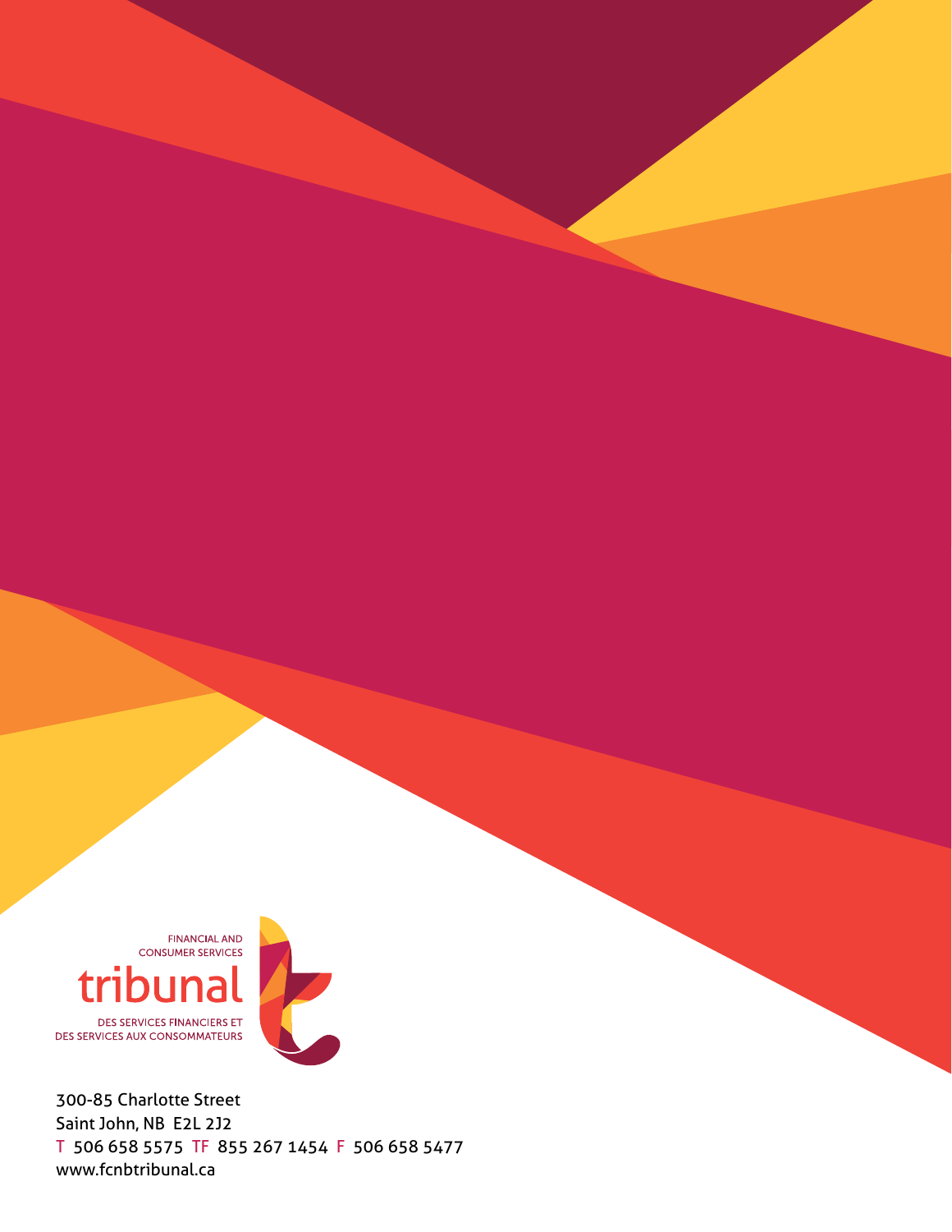FINANCIAL AND
CONSUMER SERVICES

tribunal

DES SERVICES FINANCIERS ET
DES SERVICES AUX CONSOMMATEURS

300-85 Charlotte Street
Saint John, NB E2L 2J2
T 506 658 5575 TF 855 267 1454 F 506 658 5477
www.fcnbtribunal.ca